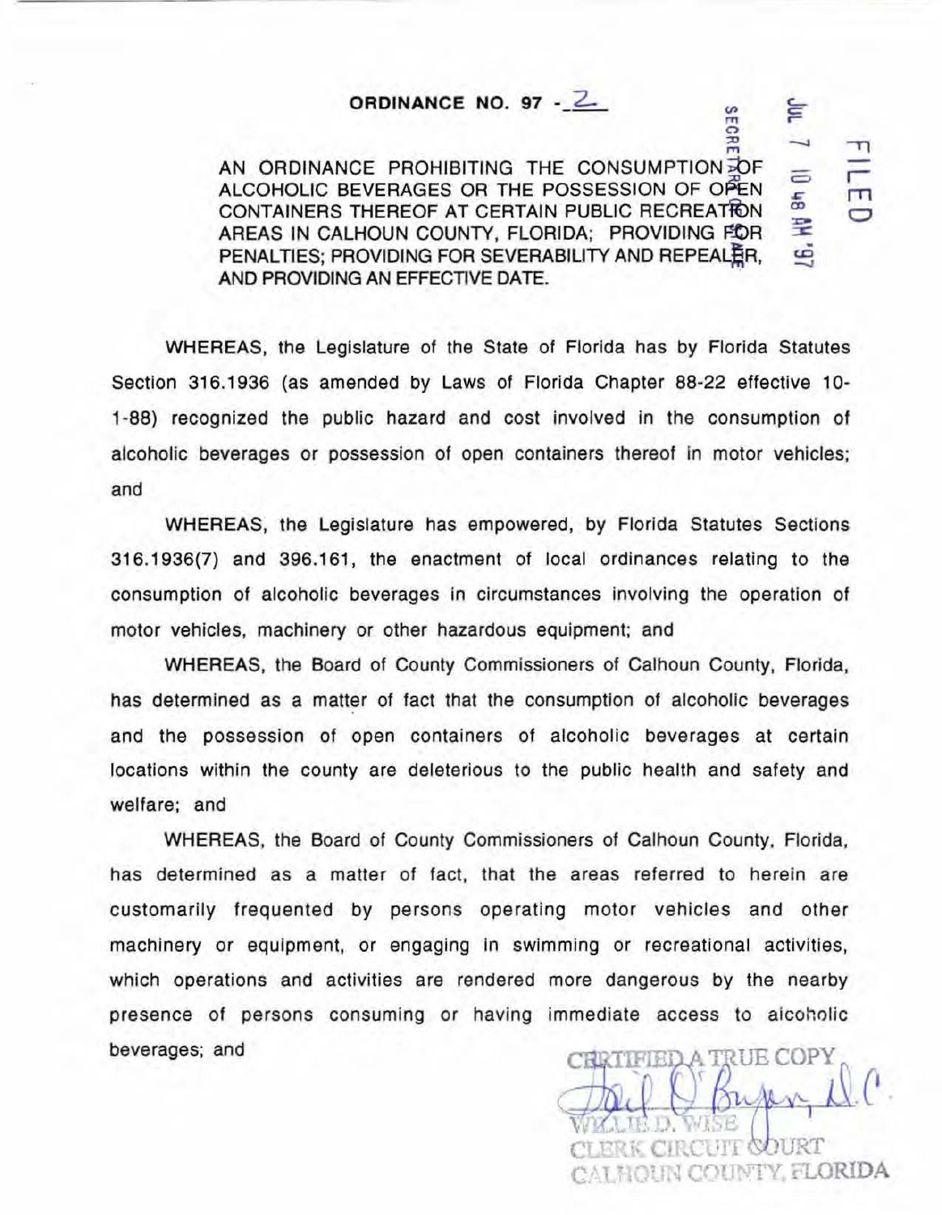**ORDINANCE NO. 97 - 2**

AN ORDINANCE PROHIBITING THE CONSUMPTION OF ALCOHOLIC BEVERAGES OR THE POSSESSION OF OPEN CONTAINERS THEREOF AT CERTAIN PUBLIC RECREATION AREAS IN CALHOUN COUNTY, FLORIDA; PROVIDING FOR PENALTIES; PROVIDING FOR SEVERABILITY AND REPEALER, AND PROVIDING AN EFFECTIVE DATE.

FILED
JUL 7 10 48 AM '97
SECRETARY OF STATE

WHEREAS, the Legislature of the State of Florida has by Florida Statutes Section 316.1936 (as amended by Laws of Florida Chapter 88-22 effective 10-1-88) recognized the public hazard and cost involved in the consumption of alcoholic beverages or possession of open containers thereof in motor vehicles; and

WHEREAS, the Legislature has empowered, by Florida Statutes Sections 316.1936(7) and 396.161, the enactment of local ordinances relating to the consumption of alcoholic beverages in circumstances involving the operation of motor vehicles, machinery or other hazardous equipment; and

WHEREAS, the Board of County Commissioners of Calhoun County, Florida, has determined as a matter of fact that the consumption of alcoholic beverages and the possession of open containers of alcoholic beverages at certain locations within the county are deleterious to the public health and safety and welfare; and

WHEREAS, the Board of County Commissioners of Calhoun County, Florida, has determined as a matter of fact, that the areas referred to herein are customarily frequented by persons operating motor vehicles and other machinery or equipment, or engaging in swimming or recreational activities, which operations and activities are rendered more dangerous by the nearby presence of persons consuming or having immediate access to alcoholic beverages; and

CERTIFIED A TRUE COPY
WILLIE D. WISE
CLERK CIRCUIT COURT
CALHOUN COUNTY, FLORIDA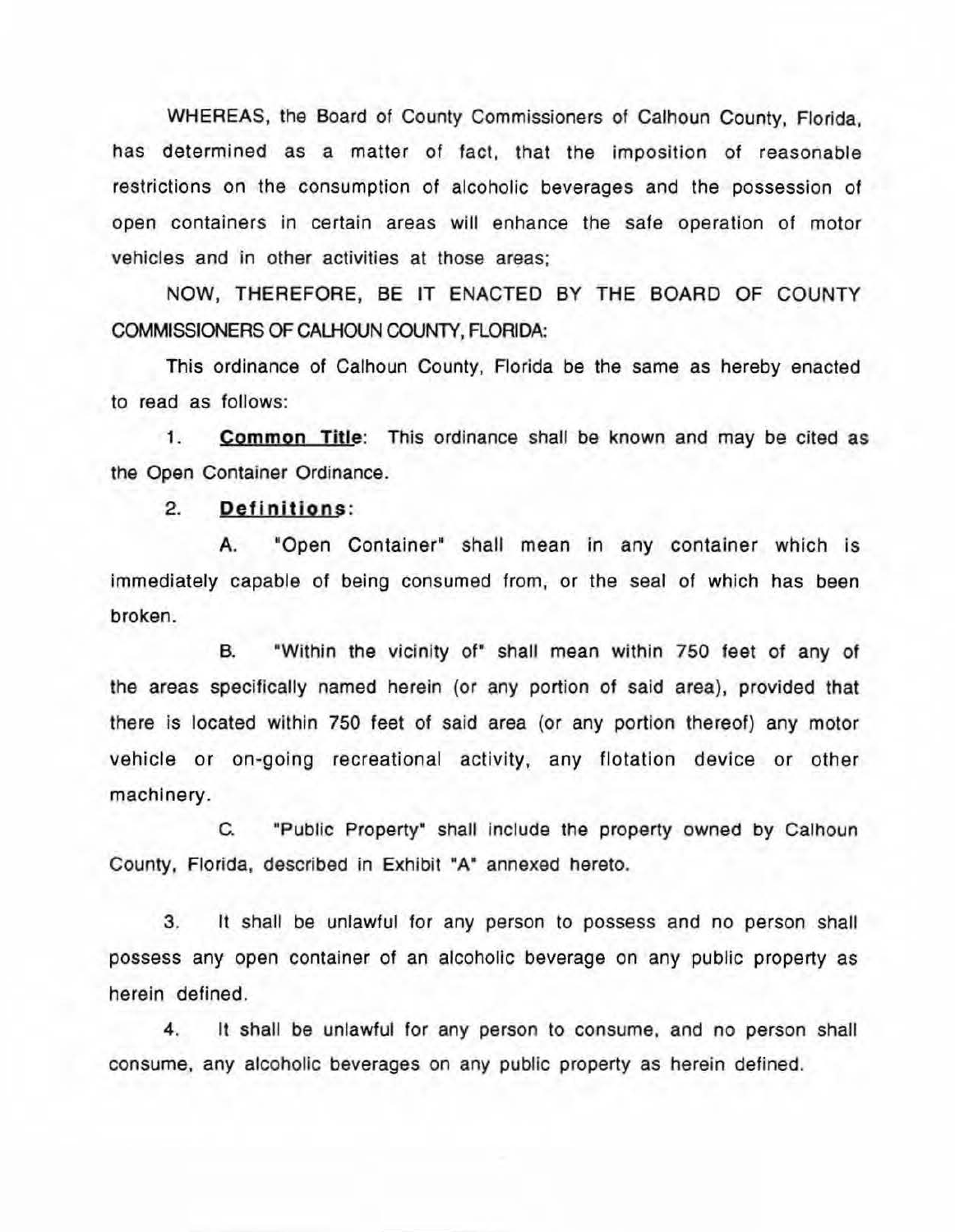WHEREAS, the Board of County Commissioners of Calhoun County, Florida, has determined as a matter of fact, that the imposition of reasonable restrictions on the consumption of alcoholic beverages and the possession of open containers in certain areas will enhance the safe operation of motor vehicles and in other activities at those areas;

NOW, THEREFORE, BE IT ENACTED BY THE BOARD OF COUNTY COMMISSIONERS OF CALHOUN COUNTY, FLORIDA:

This ordinance of Calhoun County, Florida be the same as hereby enacted to read as follows:

1. **Common Title**: This ordinance shall be known and may be cited as the Open Container Ordinance.

2. **Definitions**:

   A. "Open Container" shall mean in any container which is immediately capable of being consumed from, or the seal of which has been broken.

   B. "Within the vicinity of" shall mean within 750 feet of any of the areas specifically named herein (or any portion of said area), provided that there is located within 750 feet of said area (or any portion thereof) any motor vehicle or on-going recreational activity, any flotation device or other machinery.

   C. "Public Property" shall include the property owned by Calhoun County, Florida, described in Exhibit "A" annexed hereto.

3. It shall be unlawful for any person to possess and no person shall possess any open container of an alcoholic beverage on any public property as herein defined.

4. It shall be unlawful for any person to consume, and no person shall consume, any alcoholic beverages on any public property as herein defined.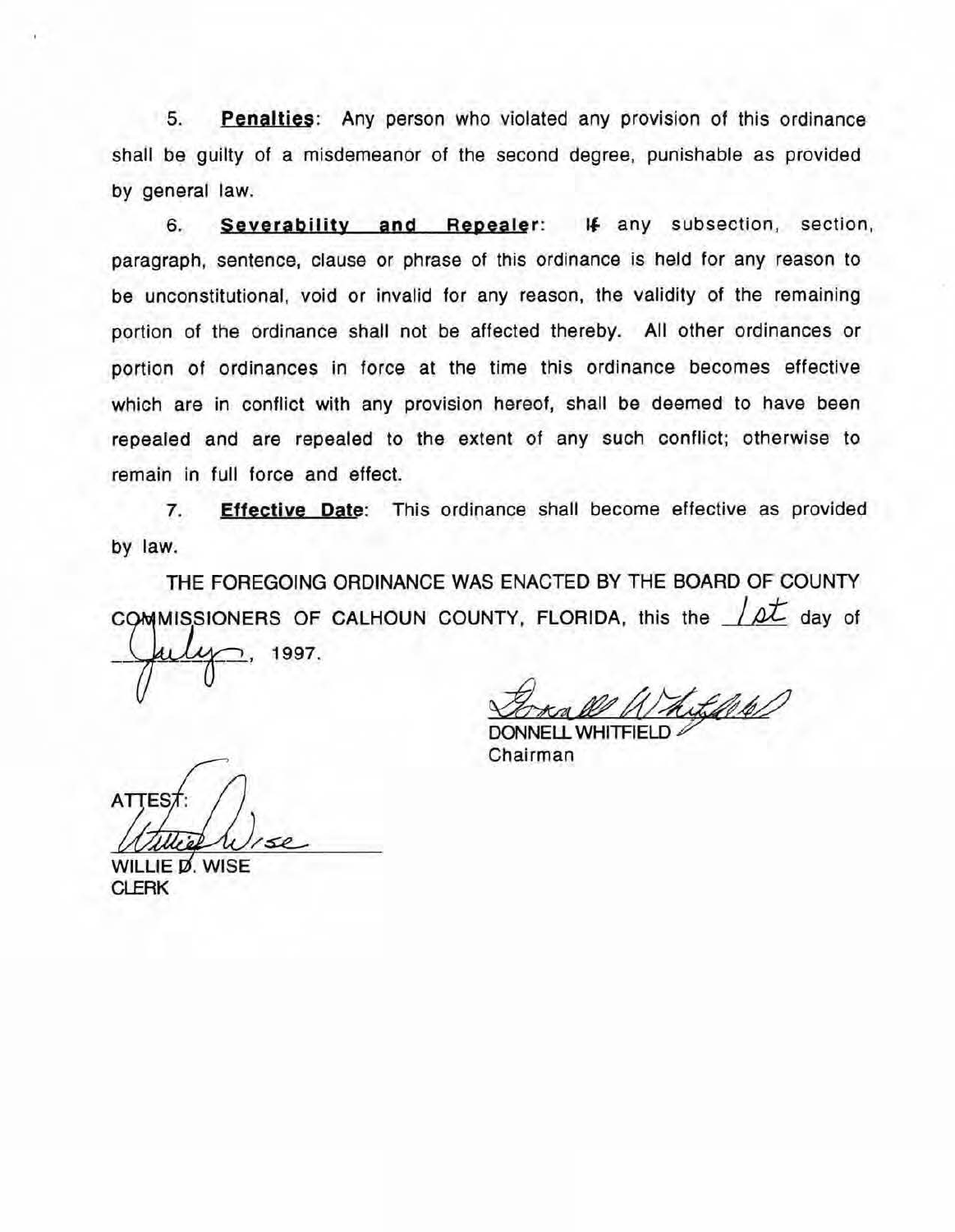5. **Penalties**: Any person who violated any provision of this ordinance shall be guilty of a misdemeanor of the second degree, punishable as provided by general law.

6. **Severability and Repealer**: If any subsection, section, paragraph, sentence, clause or phrase of this ordinance is held for any reason to be unconstitutional, void or invalid for any reason, the validity of the remaining portion of the ordinance shall not be affected thereby. All other ordinances or portion of ordinances in force at the time this ordinance becomes effective which are in conflict with any provision hereof, shall be deemed to have been repealed and are repealed to the extent of any such conflict; otherwise to remain in full force and effect.

7. **Effective Date**: This ordinance shall become effective as provided by law.

THE FOREGOING ORDINANCE WAS ENACTED BY THE BOARD OF COUNTY COMMISSIONERS OF CALHOUN COUNTY, FLORIDA, this the 1st day of July, 1997.

DONNELL WHITFIELD
Chairman

ATTEST:

WILLIE D. WISE
CLERK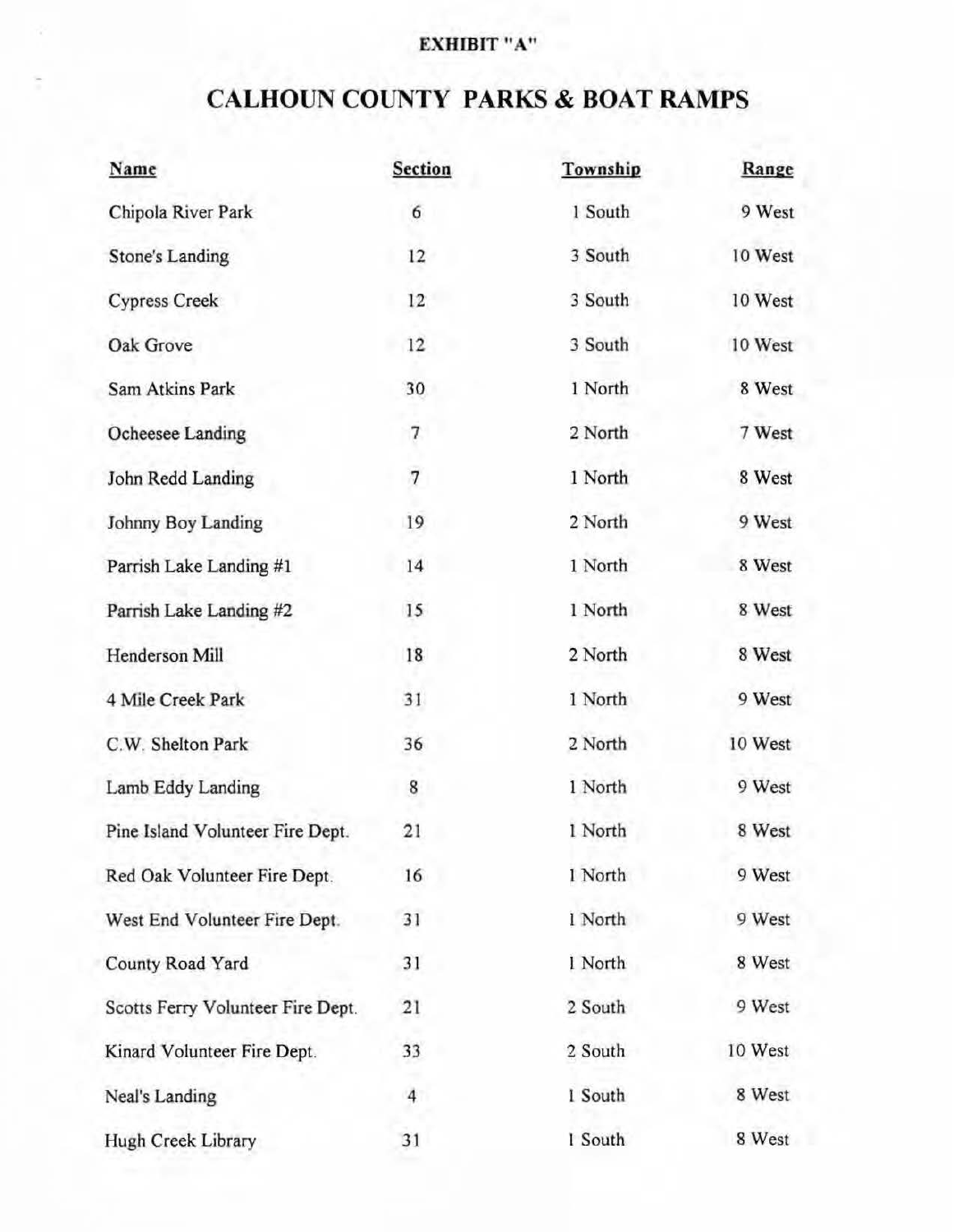**EXHIBIT "A"**

# CALHOUN COUNTY PARKS & BOAT RAMPS

| Name | Section | Township | Range |
|---|---|---|---|
| Chipola River Park | 6 | 1 South | 9 West |
| Stone's Landing | 12 | 3 South | 10 West |
| Cypress Creek | 12 | 3 South | 10 West |
| Oak Grove | 12 | 3 South | 10 West |
| Sam Atkins Park | 30 | 1 North | 8 West |
| Ocheesee Landing | 7 | 2 North | 7 West |
| John Redd Landing | 7 | 1 North | 8 West |
| Johnny Boy Landing | 19 | 2 North | 9 West |
| Parrish Lake Landing #1 | 14 | 1 North | 8 West |
| Parrish Lake Landing #2 | 15 | 1 North | 8 West |
| Henderson Mill | 18 | 2 North | 8 West |
| 4 Mile Creek Park | 31 | 1 North | 9 West |
| C.W. Shelton Park | 36 | 2 North | 10 West |
| Lamb Eddy Landing | 8 | 1 North | 9 West |
| Pine Island Volunteer Fire Dept. | 21 | 1 North | 8 West |
| Red Oak Volunteer Fire Dept. | 16 | 1 North | 9 West |
| West End Volunteer Fire Dept. | 31 | 1 North | 9 West |
| County Road Yard | 31 | 1 North | 8 West |
| Scotts Ferry Volunteer Fire Dept. | 21 | 2 South | 9 West |
| Kinard Volunteer Fire Dept. | 33 | 2 South | 10 West |
| Neal's Landing | 4 | 1 South | 8 West |
| Hugh Creek Library | 31 | 1 South | 8 West |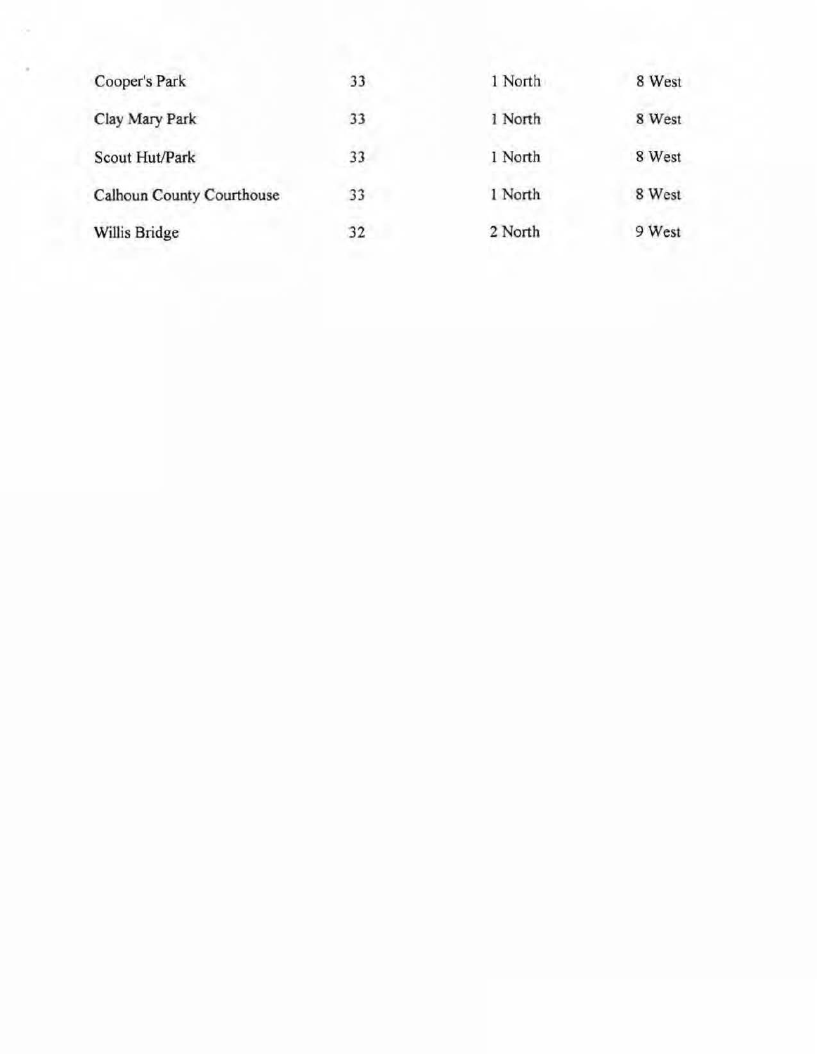| | | | |
|---|---|---|---|
| Cooper's Park | 33 | 1 North | 8 West |
| Clay Mary Park | 33 | 1 North | 8 West |
| Scout Hut/Park | 33 | 1 North | 8 West |
| Calhoun County Courthouse | 33 | 1 North | 8 West |
| Willis Bridge | 32 | 2 North | 9 West |